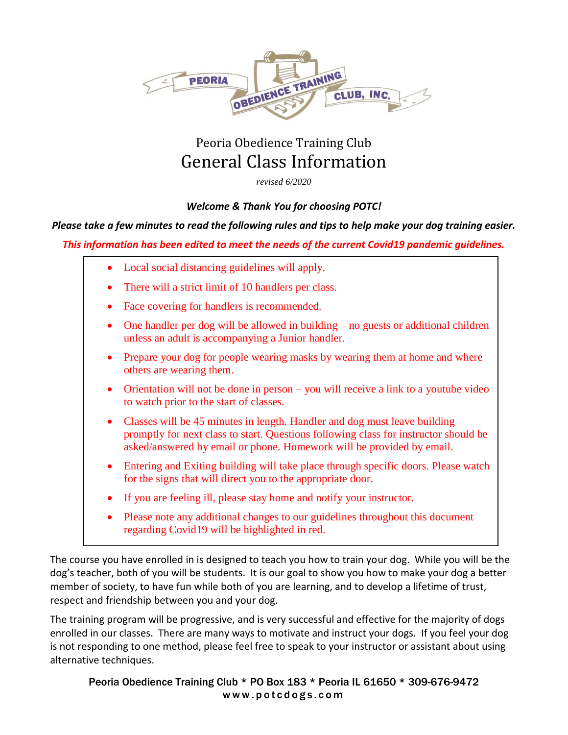Peoria Obedience Training Club

# General Class Information

*revised 6/2020*

***Welcome & Thank You for choosing POTC!***

***Please take a few minutes to read the following rules and tips to help make your dog training easier.***

***This information has been edited to meet the needs of the current Covid19 pandemic guidelines.***

- Local social distancing guidelines will apply.
- There will a strict limit of 10 handlers per class.
- Face covering for handlers is recommended.
- One handler per dog will be allowed in building – no guests or additional children unless an adult is accompanying a Junior handler.
- Prepare your dog for people wearing masks by wearing them at home and where others are wearing them.
- Orientation will not be done in person – you will receive a link to a youtube video to watch prior to the start of classes.
- Classes will be 45 minutes in length. Handler and dog must leave building promptly for next class to start. Questions following class for instructor should be asked/answered by email or phone. Homework will be provided by email.
- Entering and Exiting building will take place through specific doors. Please watch for the signs that will direct you to the appropriate door.
- If you are feeling ill, please stay home and notify your instructor.
- Please note any additional changes to our guidelines throughout this document regarding Covid19 will be highlighted in red.

The course you have enrolled in is designed to teach you how to train your dog. While you will be the dog's teacher, both of you will be students. It is our goal to show you how to make your dog a better member of society, to have fun while both of you are learning, and to develop a lifetime of trust, respect and friendship between you and your dog.

The training program will be progressive, and is very successful and effective for the majority of dogs enrolled in our classes. There are many ways to motivate and instruct your dogs. If you feel your dog is not responding to one method, please feel free to speak to your instructor or assistant about using alternative techniques.

Peoria Obedience Training Club * PO Box 183 * Peoria IL 61650 * 309-676-9472
www.potcdogs.com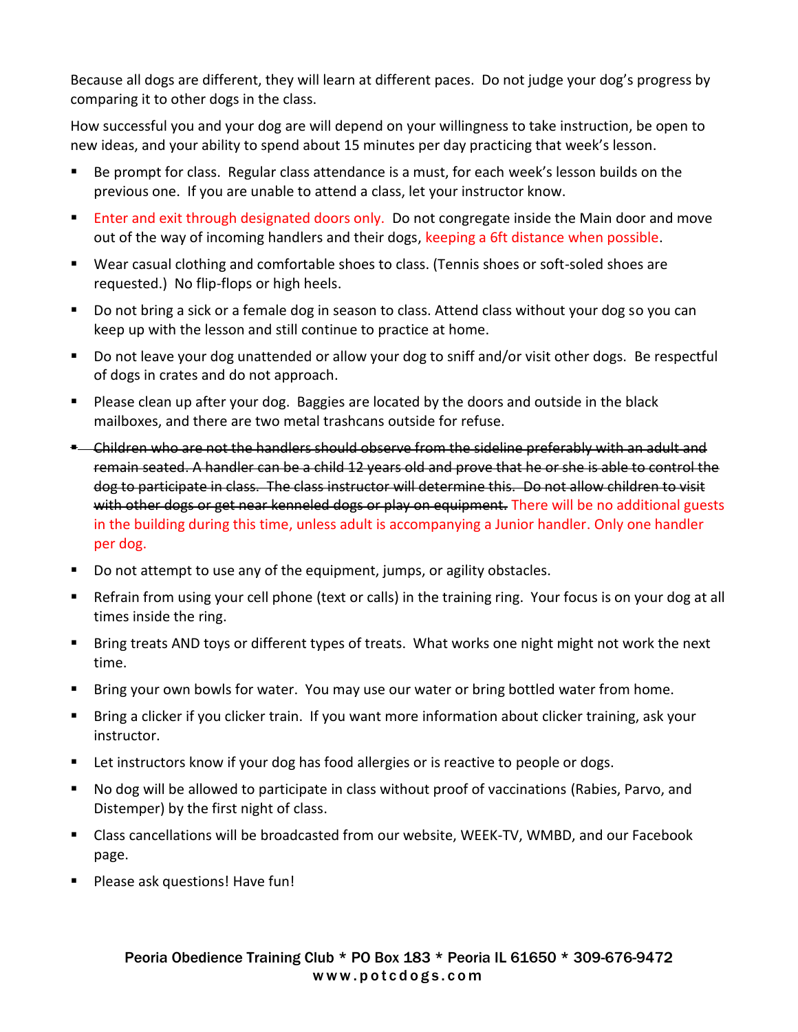Because all dogs are different, they will learn at different paces. Do not judge your dog's progress by comparing it to other dogs in the class.

How successful you and your dog are will depend on your willingness to take instruction, be open to new ideas, and your ability to spend about 15 minutes per day practicing that week's lesson.

- Be prompt for class. Regular class attendance is a must, for each week's lesson builds on the previous one. If you are unable to attend a class, let your instructor know.
- Enter and exit through designated doors only. Do not congregate inside the Main door and move out of the way of incoming handlers and their dogs, keeping a 6ft distance when possible.
- Wear casual clothing and comfortable shoes to class. (Tennis shoes or soft-soled shoes are requested.) No flip-flops or high heels.
- Do not bring a sick or a female dog in season to class. Attend class without your dog so you can keep up with the lesson and still continue to practice at home.
- Do not leave your dog unattended or allow your dog to sniff and/or visit other dogs. Be respectful of dogs in crates and do not approach.
- Please clean up after your dog. Baggies are located by the doors and outside in the black mailboxes, and there are two metal trashcans outside for refuse.
- ~~Children who are not the handlers should observe from the sideline preferably with an adult and remain seated. A handler can be a child 12 years old and prove that he or she is able to control the dog to participate in class. The class instructor will determine this. Do not allow children to visit with other dogs or get near kenneled dogs or play on equipment.~~ There will be no additional guests in the building during this time, unless adult is accompanying a Junior handler. Only one handler per dog.
- Do not attempt to use any of the equipment, jumps, or agility obstacles.
- Refrain from using your cell phone (text or calls) in the training ring. Your focus is on your dog at all times inside the ring.
- Bring treats AND toys or different types of treats. What works one night might not work the next time.
- Bring your own bowls for water. You may use our water or bring bottled water from home.
- Bring a clicker if you clicker train. If you want more information about clicker training, ask your instructor.
- Let instructors know if your dog has food allergies or is reactive to people or dogs.
- No dog will be allowed to participate in class without proof of vaccinations (Rabies, Parvo, and Distemper) by the first night of class.
- Class cancellations will be broadcasted from our website, WEEK-TV, WMBD, and our Facebook page.
- Please ask questions! Have fun!

Peoria Obedience Training Club * PO Box 183 * Peoria IL 61650 * 309-676-9472
www.potcdogs.com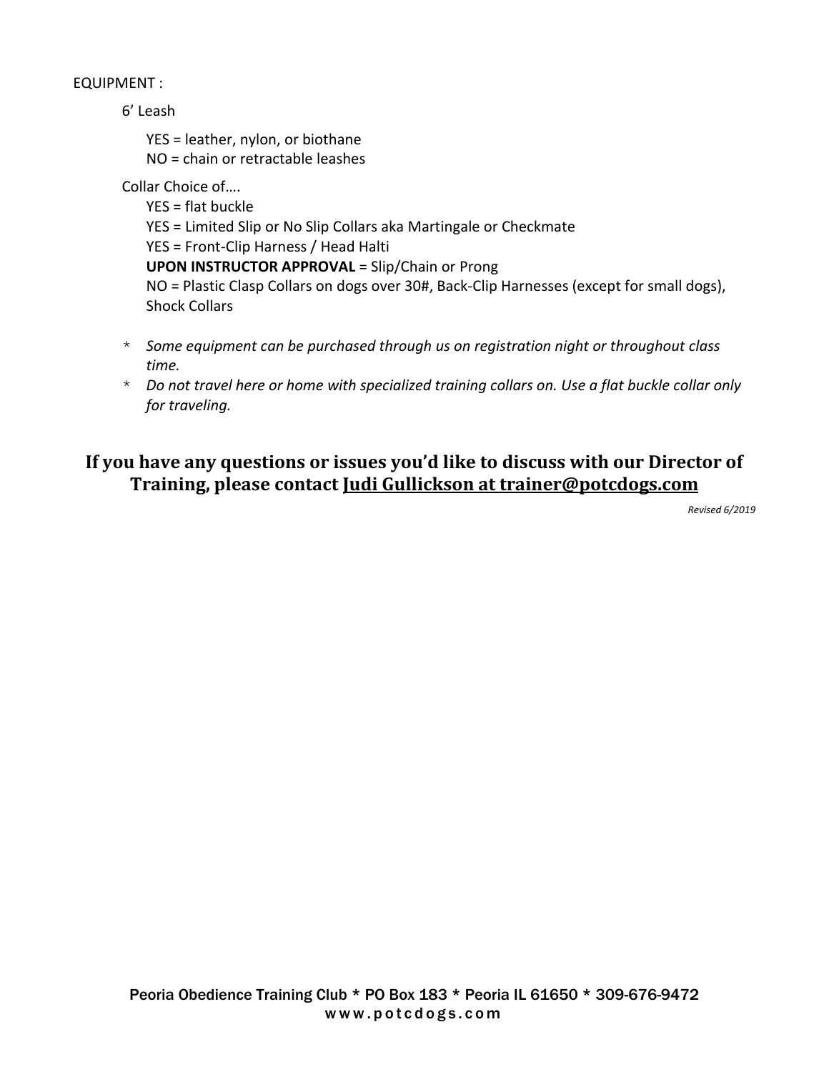EQUIPMENT :

6' Leash

YES = leather, nylon, or biothane
NO = chain or retractable leashes

Collar Choice of….

YES = flat buckle
YES = Limited Slip or No Slip Collars aka Martingale or Checkmate
YES = Front-Clip Harness / Head Halti
**UPON INSTRUCTOR APPROVAL** = Slip/Chain or Prong
NO = Plastic Clasp Collars on dogs over 30#, Back-Clip Harnesses (except for small dogs), Shock Collars

- *Some equipment can be purchased through us on registration night or throughout class time.*
- *Do not travel here or home with specialized training collars on. Use a flat buckle collar only for traveling.*

**If you have any questions or issues you'd like to discuss with our Director of Training, please contact Judi Gullickson at trainer@potcdogs.com**

*Revised 6/2019*

Peoria Obedience Training Club * PO Box 183 * Peoria IL 61650 * 309-676-9472
www.potcdogs.com